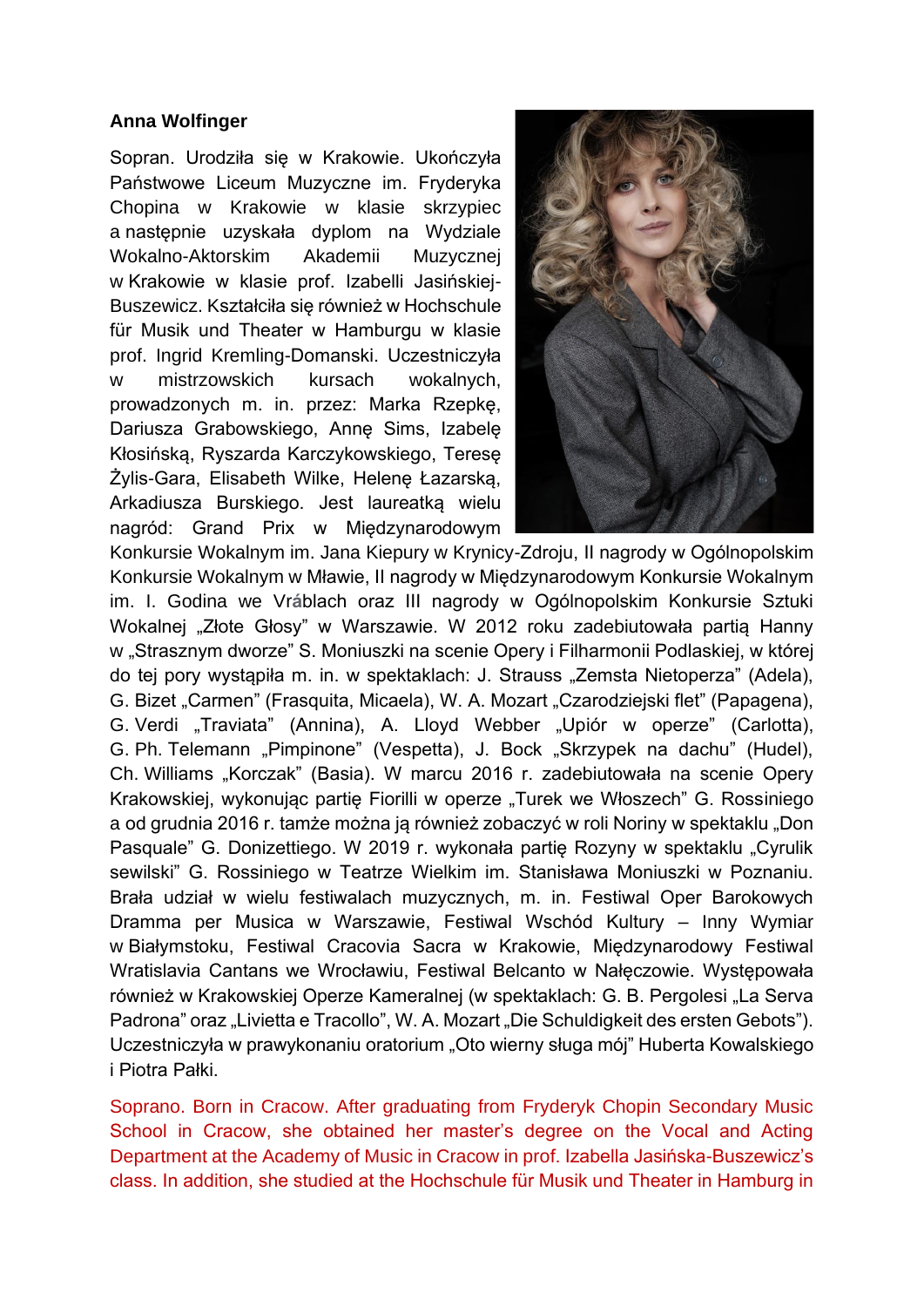**Anna Wolfinger**

Sopran. Urodziła się w Krakowie. Ukończyła Państwowe Liceum Muzyczne im. Fryderyka Chopina w Krakowie w klasie skrzypiec a następnie uzyskała dyplom na Wydziale Wokalno-Aktorskim Akademii Muzycznej w Krakowie w klasie prof. Izabelli Jasińskiej-Buszewicz. Kształciła się również w Hochschule für Musik und Theater w Hamburgu w klasie prof. Ingrid Kremling-Domanski. Uczestniczyła w mistrzowskich kursach wokalnych, prowadzonych m. in. przez: Marka Rzepkę, Dariusza Grabowskiego, Annę Sims, Izabelę Kłosińską, Ryszarda Karczykowskiego, Teresę Żylis-Gara, Elisabeth Wilke, Helenę Łazarską, Arkadiusza Burskiego. Jest laureatką wielu nagród: Grand Prix w Międzynarodowym Konkursie Wokalnym im. Jana Kiepury w Krynicy-Zdroju, II nagrody w Ogólnopolskim Konkursie Wokalnym w Mławie, II nagrody w Międzynarodowym Konkursie Wokalnym im. I. Godina we Vráblach oraz III nagrody w Ogólnopolskim Konkursie Sztuki Wokalnej „Złote Głosy" w Warszawie. W 2012 roku zadebiutowała partią Hanny w „Strasznym dworze" S. Moniuszki na scenie Opery i Filharmonii Podlaskiej, w której do tej pory wystąpiła m. in. w spektaklach: J. Strauss „Zemsta Nietoperza" (Adela), G. Bizet „Carmen" (Frasquita, Micaela), W. A. Mozart „Czarodziejski flet" (Papagena), G. Verdi „Traviata" (Annina), A. Lloyd Webber „Upiór w operze" (Carlotta), G. Ph. Telemann „Pimpinone" (Vespetta), J. Bock „Skrzypek na dachu" (Hudel), Ch. Williams „Korczak" (Basia). W marcu 2016 r. zadebiutowała na scenie Opery Krakowskiej, wykonując partię Fiorilli w operze „Turek we Włoszech" G. Rossiniego a od grudnia 2016 r. tamże można ją również zobaczyć w roli Noriny w spektaklu „Don Pasquale" G. Donizettiego. W 2019 r. wykonała partię Rozyny w spektaklu „Cyrulik sewilski" G. Rossiniego w Teatrze Wielkim im. Stanisława Moniuszki w Poznaniu. Brała udział w wielu festiwalach muzycznych, m. in. Festiwal Oper Barokowych Dramma per Musica w Warszawie, Festiwal Wschód Kultury – Inny Wymiar w Białymstoku, Festiwal Cracovia Sacra w Krakowie, Międzynarodowy Festiwal Wratislavia Cantans we Wrocławiu, Festiwal Belcanto w Nałęczowie. Występowała również w Krakowskiej Operze Kameralnej (w spektaklach: G. B. Pergolesi „La Serva Padrona" oraz „Livietta e Tracollo", W. A. Mozart „Die Schuldigkeit des ersten Gebots"). Uczestniczyła w prawykonaniu oratorium „Oto wierny sługa mój" Huberta Kowalskiego i Piotra Pałki.

Soprano. Born in Cracow. After graduating from Fryderyk Chopin Secondary Music School in Cracow, she obtained her master's degree on the Vocal and Acting Department at the Academy of Music in Cracow in prof. Izabella Jasińska-Buszewicz's class. In addition, she studied at the Hochschule für Musik und Theater in Hamburg in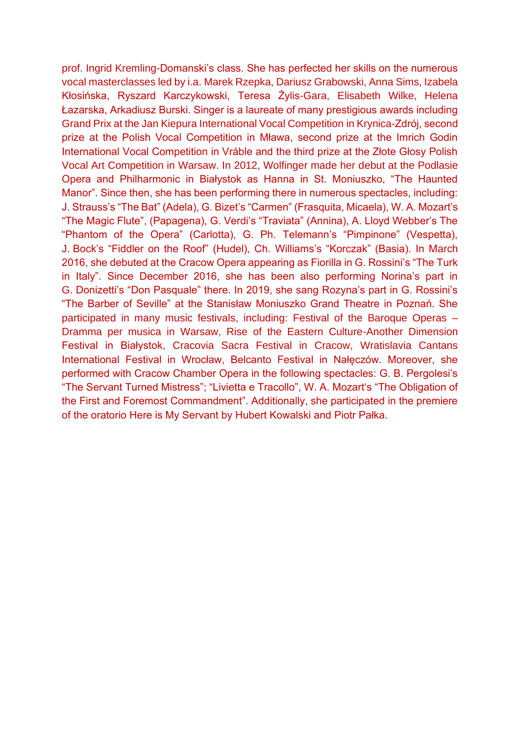prof. Ingrid Kremling-Domanski's class. She has perfected her skills on the numerous vocal masterclasses led by i.a. Marek Rzepka, Dariusz Grabowski, Anna Sims, Izabela Kłosińska, Ryszard Karczykowski, Teresa Żylis-Gara, Elisabeth Wilke, Helena Łazarska, Arkadiusz Burski. Singer is a laureate of many prestigious awards including Grand Prix at the Jan Kiepura International Vocal Competition in Krynica-Zdrój, second prize at the Polish Vocal Competition in Mława, second prize at the Imrich Godin International Vocal Competition in Vráble and the third prize at the Złote Głosy Polish Vocal Art Competition in Warsaw. In 2012, Wolfinger made her debut at the Podlasie Opera and Philharmonic in Białystok as Hanna in St. Moniuszko, "The Haunted Manor". Since then, she has been performing there in numerous spectacles, including: J. Strauss's "The Bat" (Adela), G. Bizet's "Carmen" (Frasquita, Micaela), W. A. Mozart's "The Magic Flute", (Papagena), G. Verdi's "Traviata" (Annina), A. Lloyd Webber's The "Phantom of the Opera" (Carlotta), G. Ph. Telemann's "Pimpinone" (Vespetta), J. Bock's "Fiddler on the Roof" (Hudel), Ch. Williams's "Korczak" (Basia). In March 2016, she debuted at the Cracow Opera appearing as Fiorilla in G. Rossini's "The Turk in Italy". Since December 2016, she has been also performing Norina's part in G. Donizetti's "Don Pasquale" there. In 2019, she sang Rozyna's part in G. Rossini's "The Barber of Seville" at the Stanisław Moniuszko Grand Theatre in Poznań. She participated in many music festivals, including: Festival of the Baroque Operas – Dramma per musica in Warsaw, Rise of the Eastern Culture-Another Dimension Festival in Białystok, Cracovia Sacra Festival in Cracow, Wratislavia Cantans International Festival in Wrocław, Belcanto Festival in Nałęczów. Moreover, she performed with Cracow Chamber Opera in the following spectacles: G. B. Pergolesi's "The Servant Turned Mistress"; "Livietta e Tracollo", W. A. Mozart's "The Obligation of the First and Foremost Commandment". Additionally, she participated in the premiere of the oratorio Here is My Servant by Hubert Kowalski and Piotr Pałka.